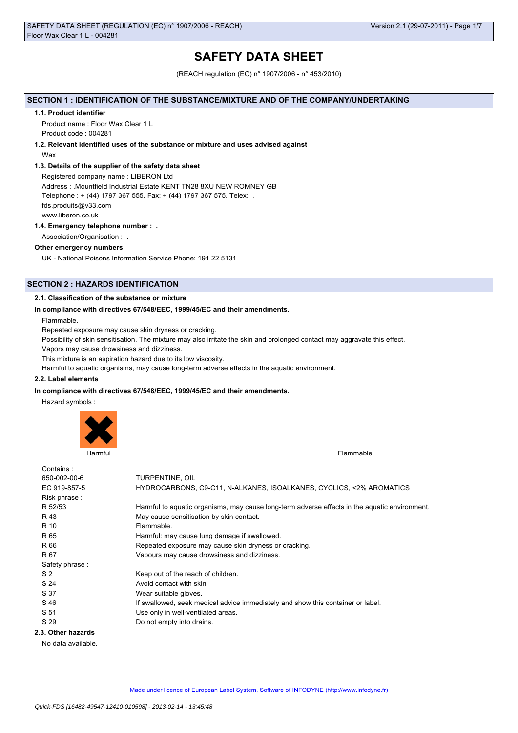# SAFETY DATA SHEET

(REACH regulation (EC) n° 1907/2006 - n° 453/2010)

## SECTION 1 : IDENTIFICATION OF THE SUBSTANCE/MIXTURE AND OF THE COMPANY/UNDERTAKING

### 1.1. Product identifier

Product name : Floor Wax Clear 1 L

Product code : 004281

### 1.2. Relevant identified uses of the substance or mixture and uses advised against

Wax

### 1.3. Details of the supplier of the safety data sheet

Registered company name : LIBERON Ltd

Address : .Mountfield Industrial Estate KENT TN28 8XU NEW ROMNEY GB

Telephone : + (44) 1797 367 555. Fax: + (44) 1797 367 575. Telex: .

fds.produits@v33.com

www.liberon.co.uk

### 1.4. Emergency telephone number : .

Association/Organisation : .

**Other emergency numbers**

UK - National Poisons Information Service Phone: 191 22 5131

## SECTION 2 : HAZARDS IDENTIFICATION

### 2.1. Classification of the substance or mixture

**In compliance with directives 67/548/EEC, 1999/45/EC and their amendments.**

Flammable.

Repeated exposure may cause skin dryness or cracking.

Possibility of skin sensitisation. The mixture may also irritate the skin and prolonged contact may aggravate this effect.

Vapors may cause drowsiness and dizziness.

This mixture is an aspiration hazard due to its low viscosity.

Harmful to aquatic organisms, may cause long-term adverse effects in the aquatic environment.

### 2.2. Label elements

**In compliance with directives 67/548/EEC, 1999/45/EC and their amendments.**

Hazard symbols :

Harmful

Flammable

Contains :

| | |
|---|---|
| 650-002-00-6 | TURPENTINE, OIL |
| EC 919-857-5 | HYDROCARBONS, C9-C11, N-ALKANES, ISOALKANES, CYCLICS, <2% AROMATICS |

Risk phrase :

| | |
|---|---|
| R 52/53 | Harmful to aquatic organisms, may cause long-term adverse effects in the aquatic environment. |
| R 43 | May cause sensitisation by skin contact. |
| R 10 | Flammable. |
| R 65 | Harmful: may cause lung damage if swallowed. |
| R 66 | Repeated exposure may cause skin dryness or cracking. |
| R 67 | Vapours may cause drowsiness and dizziness. |

Safety phrase :

| | |
|---|---|
| S 2 | Keep out of the reach of children. |
| S 24 | Avoid contact with skin. |
| S 37 | Wear suitable gloves. |
| S 46 | If swallowed, seek medical advice immediately and show this container or label. |
| S 51 | Use only in well-ventilated areas. |
| S 29 | Do not empty into drains. |

### 2.3. Other hazards

No data available.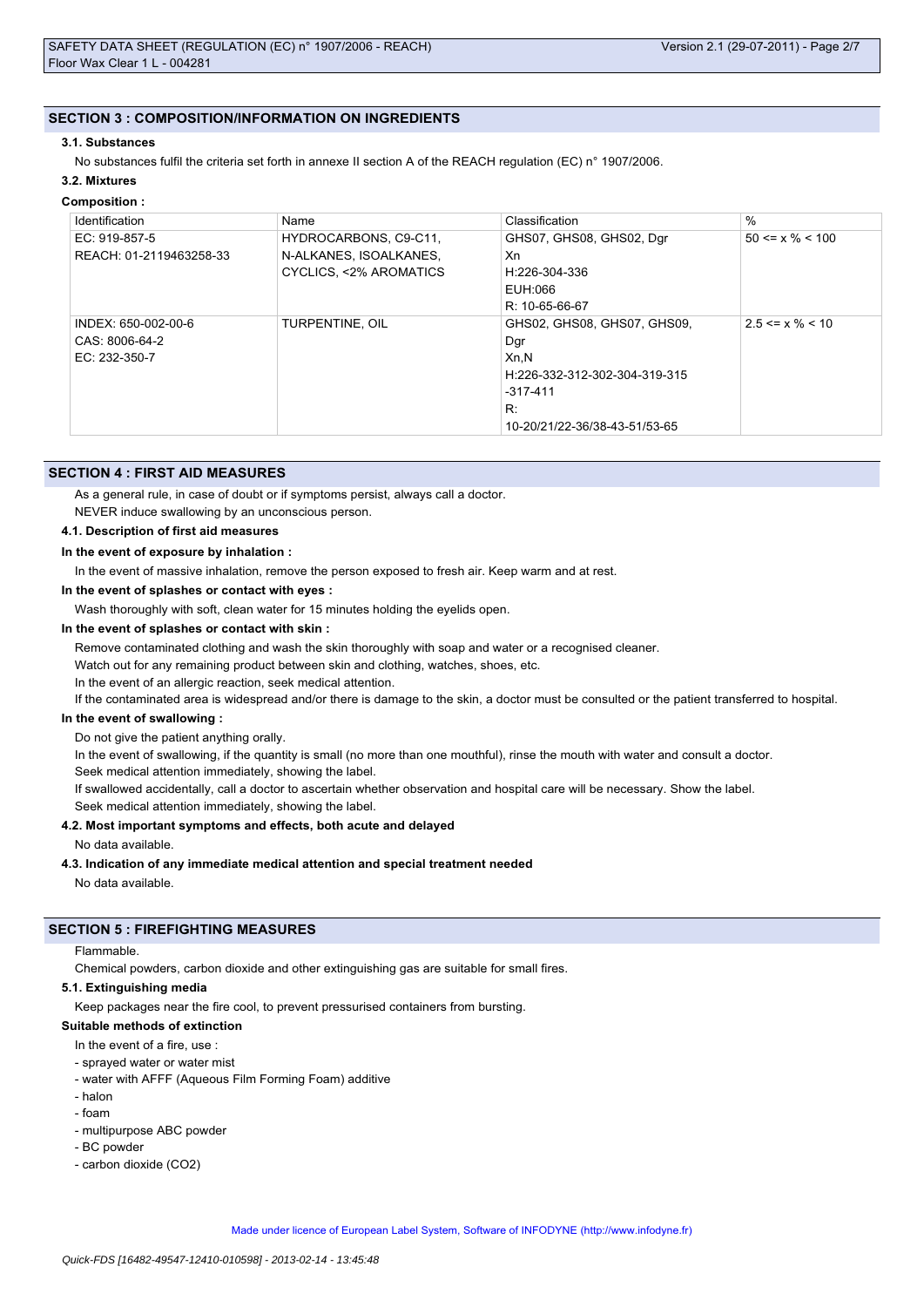## SECTION 3 : COMPOSITION/INFORMATION ON INGREDIENTS

### 3.1. Substances

No substances fulfil the criteria set forth in annexe II section A of the REACH regulation (EC) n° 1907/2006.

### 3.2. Mixtures

**Composition :**

| Identification | Name | Classification | % |
|---|---|---|---|
| EC: 919-857-5<br>REACH: 01-2119463258-33 | HYDROCARBONS, C9-C11, N-ALKANES, ISOALKANES, CYCLICS, <2% AROMATICS | GHS07, GHS08, GHS02, Dgr<br>Xn<br>H:226-304-336<br>EUH:066<br>R: 10-65-66-67 | 50 <= x % < 100 |
| INDEX: 650-002-00-6<br>CAS: 8006-64-2<br>EC: 232-350-7 | TURPENTINE, OIL | GHS02, GHS08, GHS07, GHS09, Dgr<br>Xn,N<br>H:226-332-312-302-304-319-315-317-411<br>R: 10-20/21/22-36/38-43-51/53-65 | 2.5 <= x % < 10 |

## SECTION 4 : FIRST AID MEASURES

As a general rule, in case of doubt or if symptoms persist, always call a doctor.

NEVER induce swallowing by an unconscious person.

### 4.1. Description of first aid measures

**In the event of exposure by inhalation :**

In the event of massive inhalation, remove the person exposed to fresh air. Keep warm and at rest.

**In the event of splashes or contact with eyes :**

Wash thoroughly with soft, clean water for 15 minutes holding the eyelids open.

**In the event of splashes or contact with skin :**

Remove contaminated clothing and wash the skin thoroughly with soap and water or a recognised cleaner.

Watch out for any remaining product between skin and clothing, watches, shoes, etc.

In the event of an allergic reaction, seek medical attention.

If the contaminated area is widespread and/or there is damage to the skin, a doctor must be consulted or the patient transferred to hospital.

**In the event of swallowing :**

Do not give the patient anything orally.

In the event of swallowing, if the quantity is small (no more than one mouthful), rinse the mouth with water and consult a doctor.

Seek medical attention immediately, showing the label.

If swallowed accidentally, call a doctor to ascertain whether observation and hospital care will be necessary. Show the label.

Seek medical attention immediately, showing the label.

### 4.2. Most important symptoms and effects, both acute and delayed

No data available.

### 4.3. Indication of any immediate medical attention and special treatment needed

No data available.

## SECTION 5 : FIREFIGHTING MEASURES

Flammable.

Chemical powders, carbon dioxide and other extinguishing gas are suitable for small fires.

### 5.1. Extinguishing media

Keep packages near the fire cool, to prevent pressurised containers from bursting.

**Suitable methods of extinction**

In the event of a fire, use :

- sprayed water or water mist
- water with AFFF (Aqueous Film Forming Foam) additive
- halon
- foam
- multipurpose ABC powder
- BC powder
- carbon dioxide ($CO_2$)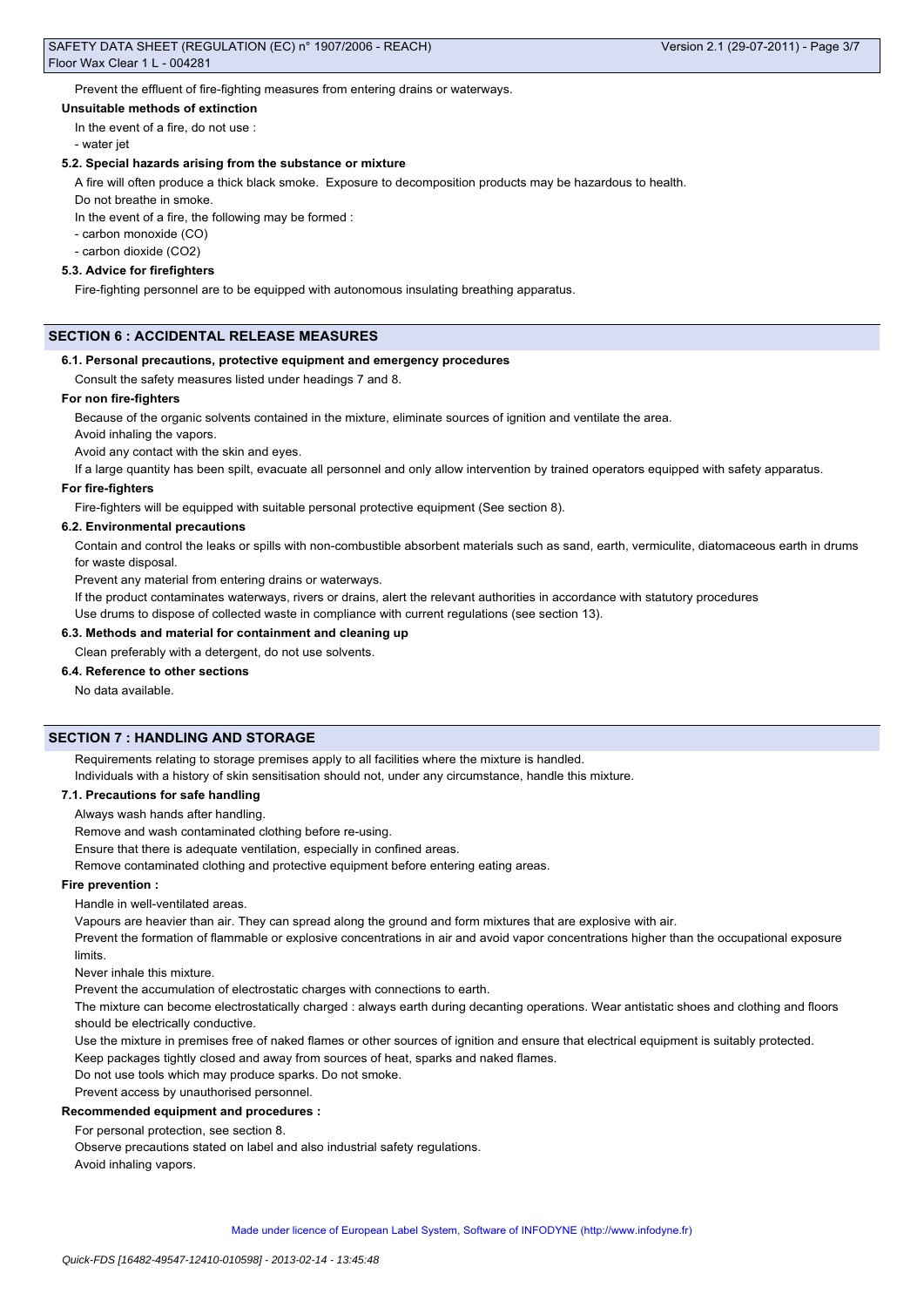Prevent the effluent of fire-fighting measures from entering drains or waterways.

**Unsuitable methods of extinction**

In the event of a fire, do not use :

- water jet

### 5.2. Special hazards arising from the substance or mixture

A fire will often produce a thick black smoke. Exposure to decomposition products may be hazardous to health.

Do not breathe in smoke.

In the event of a fire, the following may be formed :

- carbon monoxide (CO)
- carbon dioxide ($CO_2$)

### 5.3. Advice for firefighters

Fire-fighting personnel are to be equipped with autonomous insulating breathing apparatus.

## SECTION 6 : ACCIDENTAL RELEASE MEASURES

### 6.1. Personal precautions, protective equipment and emergency procedures

Consult the safety measures listed under headings 7 and 8.

**For non fire-fighters**

Because of the organic solvents contained in the mixture, eliminate sources of ignition and ventilate the area.

Avoid inhaling the vapors.

Avoid any contact with the skin and eyes.

If a large quantity has been spilt, evacuate all personnel and only allow intervention by trained operators equipped with safety apparatus.

**For fire-fighters**

Fire-fighters will be equipped with suitable personal protective equipment (See section 8).

### 6.2. Environmental precautions

Contain and control the leaks or spills with non-combustible absorbent materials such as sand, earth, vermiculite, diatomaceous earth in drums for waste disposal.

Prevent any material from entering drains or waterways.

If the product contaminates waterways, rivers or drains, alert the relevant authorities in accordance with statutory procedures

Use drums to dispose of collected waste in compliance with current regulations (see section 13).

### 6.3. Methods and material for containment and cleaning up

Clean preferably with a detergent, do not use solvents.

### 6.4. Reference to other sections

No data available.

## SECTION 7 : HANDLING AND STORAGE

Requirements relating to storage premises apply to all facilities where the mixture is handled.

Individuals with a history of skin sensitisation should not, under any circumstance, handle this mixture.

### 7.1. Precautions for safe handling

Always wash hands after handling.

Remove and wash contaminated clothing before re-using.

Ensure that there is adequate ventilation, especially in confined areas.

Remove contaminated clothing and protective equipment before entering eating areas.

**Fire prevention :**

Handle in well-ventilated areas.

Vapours are heavier than air. They can spread along the ground and form mixtures that are explosive with air.

Prevent the formation of flammable or explosive concentrations in air and avoid vapor concentrations higher than the occupational exposure limits.

Never inhale this mixture.

Prevent the accumulation of electrostatic charges with connections to earth.

The mixture can become electrostatically charged : always earth during decanting operations. Wear antistatic shoes and clothing and floors should be electrically conductive.

Use the mixture in premises free of naked flames or other sources of ignition and ensure that electrical equipment is suitably protected.

Keep packages tightly closed and away from sources of heat, sparks and naked flames.

Do not use tools which may produce sparks. Do not smoke.

Prevent access by unauthorised personnel.

**Recommended equipment and procedures :**

For personal protection, see section 8.

Observe precautions stated on label and also industrial safety regulations.

Avoid inhaling vapors.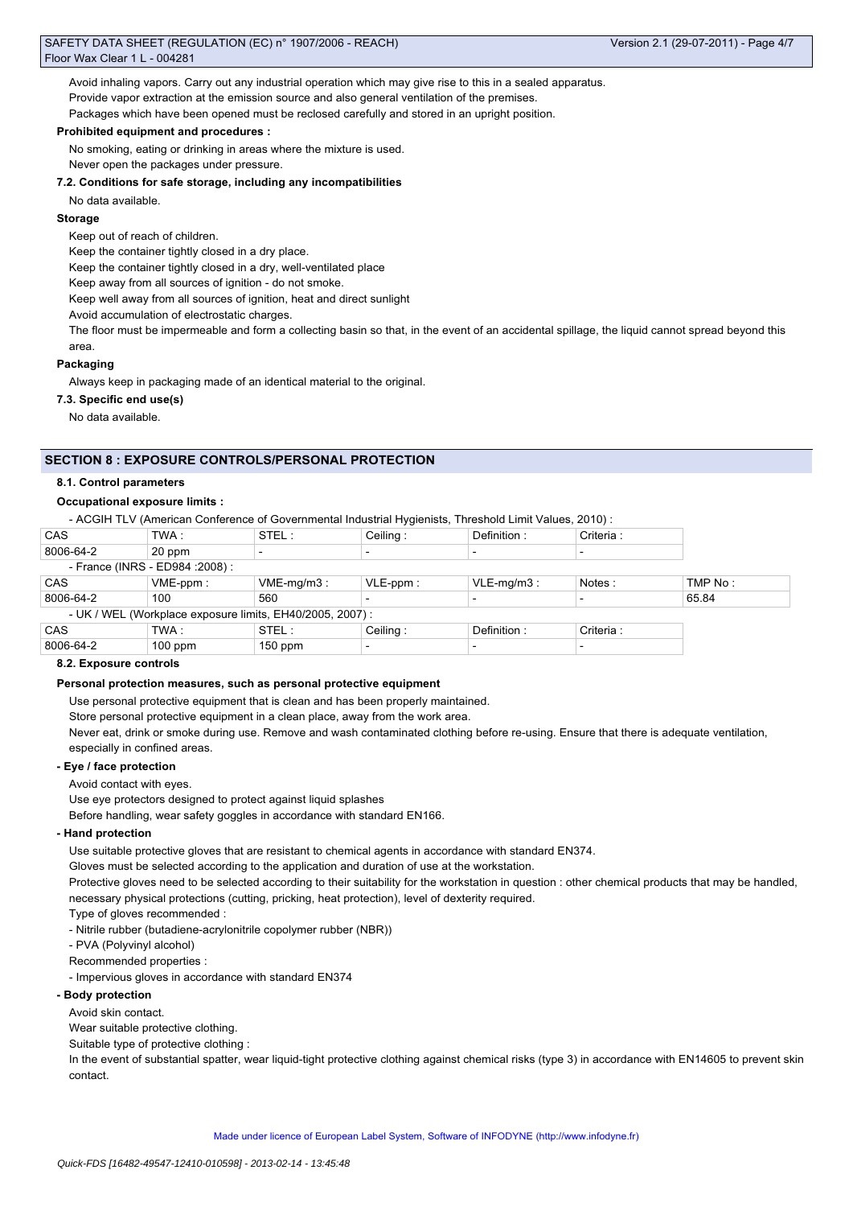Avoid inhaling vapors. Carry out any industrial operation which may give rise to this in a sealed apparatus.

Provide vapor extraction at the emission source and also general ventilation of the premises.

Packages which have been opened must be reclosed carefully and stored in an upright position.

**Prohibited equipment and procedures :**

No smoking, eating or drinking in areas where the mixture is used.

Never open the packages under pressure.

**7.2. Conditions for safe storage, including any incompatibilities**

No data available.

**Storage**

Keep out of reach of children.

Keep the container tightly closed in a dry place.

Keep the container tightly closed in a dry, well-ventilated place

Keep away from all sources of ignition - do not smoke.

Keep well away from all sources of ignition, heat and direct sunlight

Avoid accumulation of electrostatic charges.

The floor must be impermeable and form a collecting basin so that, in the event of an accidental spillage, the liquid cannot spread beyond this area.

**Packaging**

Always keep in packaging made of an identical material to the original.

**7.3. Specific end use(s)**

No data available.

## SECTION 8 : EXPOSURE CONTROLS/PERSONAL PROTECTION

**8.1. Control parameters**

**Occupational exposure limits :**

- ACGIH TLV (American Conference of Governmental Industrial Hygienists, Threshold Limit Values, 2010) :

| CAS | TWA : | STEL : | Ceiling : | Definition : | Criteria : |
|---|---|---|---|---|---|
| 8006-64-2 | 20 ppm | - | - | - | - |

- France (INRS - ED984 :2008) :

| CAS | VME-ppm : | VME-mg/m3 : | VLE-ppm : | VLE-mg/m3 : | Notes : | TMP No : |
|---|---|---|---|---|---|---|
| 8006-64-2 | 100 | 560 | - | - | - | 65.84 |

- UK / WEL (Workplace exposure limits, EH40/2005, 2007) :

| CAS | TWA : | STEL : | Ceiling : | Definition : | Criteria : |
|---|---|---|---|---|---|
| 8006-64-2 | 100 ppm | 150 ppm | - | - | - |

**8.2. Exposure controls**

**Personal protection measures, such as personal protective equipment**

Use personal protective equipment that is clean and has been properly maintained.

Store personal protective equipment in a clean place, away from the work area.

Never eat, drink or smoke during use. Remove and wash contaminated clothing before re-using. Ensure that there is adequate ventilation, especially in confined areas.

**- Eye / face protection**

Avoid contact with eyes.

Use eye protectors designed to protect against liquid splashes

Before handling, wear safety goggles in accordance with standard EN166.

**- Hand protection**

Use suitable protective gloves that are resistant to chemical agents in accordance with standard EN374.

Gloves must be selected according to the application and duration of use at the workstation.

Protective gloves need to be selected according to their suitability for the workstation in question : other chemical products that may be handled, necessary physical protections (cutting, pricking, heat protection), level of dexterity required.

Type of gloves recommended :

- Nitrile rubber (butadiene-acrylonitrile copolymer rubber (NBR))
- PVA (Polyvinyl alcohol)

Recommended properties :

- Impervious gloves in accordance with standard EN374

**- Body protection**

Avoid skin contact.

Wear suitable protective clothing.

Suitable type of protective clothing :

In the event of substantial spatter, wear liquid-tight protective clothing against chemical risks (type 3) in accordance with EN14605 to prevent skin contact.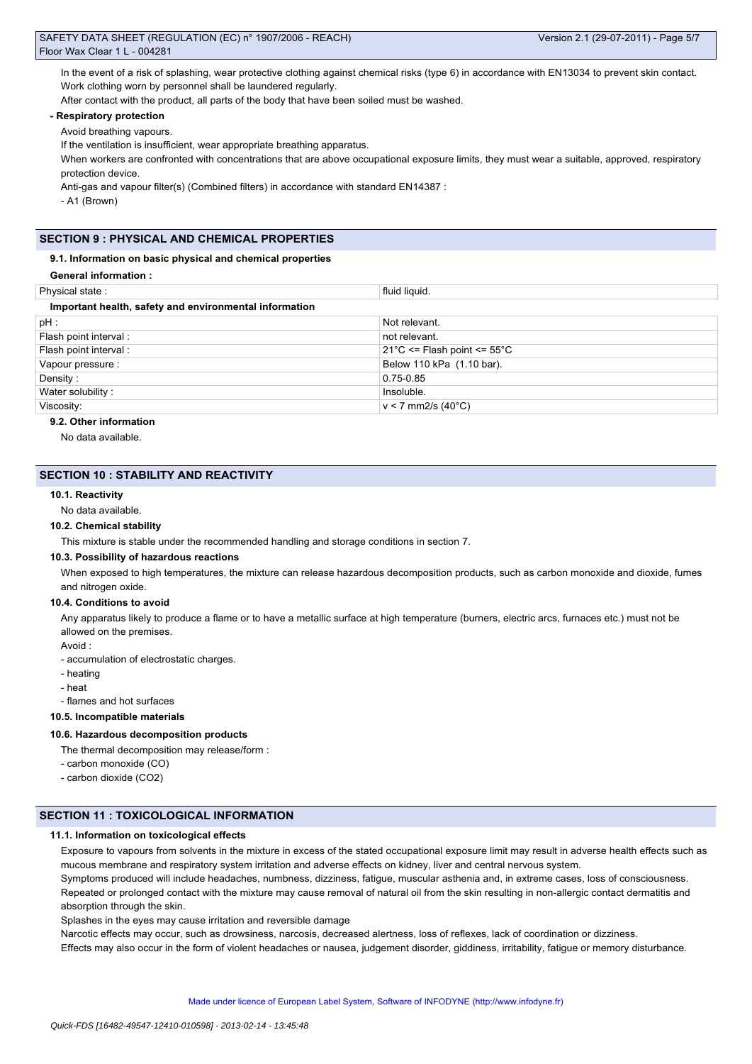In the event of a risk of splashing, wear protective clothing against chemical risks (type 6) in accordance with EN13034 to prevent skin contact.
Work clothing worn by personnel shall be laundered regularly.
After contact with the product, all parts of the body that have been soiled must be washed.

**- Respiratory protection**

Avoid breathing vapours.
If the ventilation is insufficient, wear appropriate breathing apparatus.
When workers are confronted with concentrations that are above occupational exposure limits, they must wear a suitable, approved, respiratory protection device.
Anti-gas and vapour filter(s) (Combined filters) in accordance with standard EN14387 :
- A1 (Brown)

## SECTION 9 : PHYSICAL AND CHEMICAL PROPERTIES

### 9.1. Information on basic physical and chemical properties

**General information :**

| Physical state : | fluid liquid. |
|---|---|
| **Important health, safety and environmental information** | |
| pH : | Not relevant. |
| Flash point interval : | not relevant. |
| Flash point interval : | 21°C <= Flash point <= 55°C |
| Vapour pressure : | Below 110 kPa (1.10 bar). |
| Density : | 0.75-0.85 |
| Water solubility : | Insoluble. |
| Viscosity: | v < 7 mm2/s (40°C) |

### 9.2. Other information

No data available.

## SECTION 10 : STABILITY AND REACTIVITY

### 10.1. Reactivity

No data available.

### 10.2. Chemical stability

This mixture is stable under the recommended handling and storage conditions in section 7.

### 10.3. Possibility of hazardous reactions

When exposed to high temperatures, the mixture can release hazardous decomposition products, such as carbon monoxide and dioxide, fumes and nitrogen oxide.

### 10.4. Conditions to avoid

Any apparatus likely to produce a flame or to have a metallic surface at high temperature (burners, electric arcs, furnaces etc.) must not be allowed on the premises.

Avoid :
- accumulation of electrostatic charges.
- heating
- heat
- flames and hot surfaces

### 10.5. Incompatible materials

### 10.6. Hazardous decomposition products

The thermal decomposition may release/form :
- carbon monoxide (CO)
- carbon dioxide ($CO_2$)

## SECTION 11 : TOXICOLOGICAL INFORMATION

### 11.1. Information on toxicological effects

Exposure to vapours from solvents in the mixture in excess of the stated occupational exposure limit may result in adverse health effects such as mucous membrane and respiratory system irritation and adverse effects on kidney, liver and central nervous system.
Symptoms produced will include headaches, numbness, dizziness, fatigue, muscular asthenia and, in extreme cases, loss of consciousness.
Repeated or prolonged contact with the mixture may cause removal of natural oil from the skin resulting in non-allergic contact dermatitis and absorption through the skin.
Splashes in the eyes may cause irritation and reversible damage
Narcotic effects may occur, such as drowsiness, narcosis, decreased alertness, loss of reflexes, lack of coordination or dizziness.
Effects may also occur in the form of violent headaches or nausea, judgement disorder, giddiness, irritability, fatigue or memory disturbance.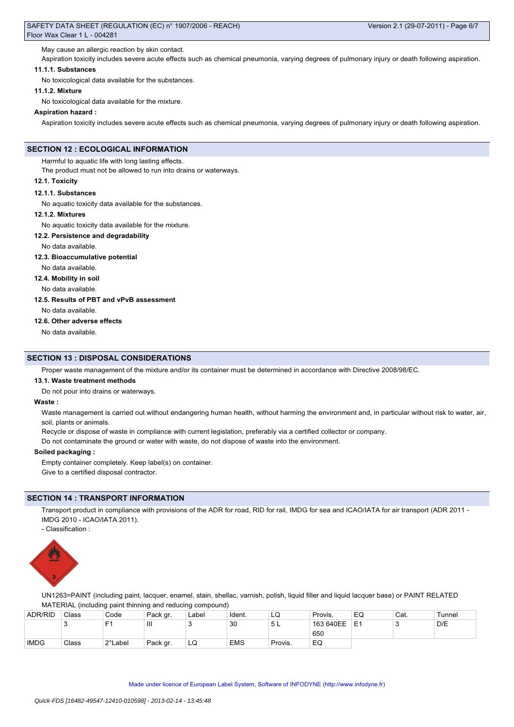May cause an allergic reaction by skin contact.

Aspiration toxicity includes severe acute effects such as chemical pneumonia, varying degrees of pulmonary injury or death following aspiration.

**11.1.1. Substances**

No toxicological data available for the substances.

**11.1.2. Mixture**

No toxicological data available for the mixture.

**Aspiration hazard :**

Aspiration toxicity includes severe acute effects such as chemical pneumonia, varying degrees of pulmonary injury or death following aspiration.

## SECTION 12 : ECOLOGICAL INFORMATION

Harmful to aquatic life with long lasting effects.

The product must not be allowed to run into drains or waterways.

**12.1. Toxicity**

**12.1.1. Substances**

No aquatic toxicity data available for the substances.

**12.1.2. Mixtures**

No aquatic toxicity data available for the mixture.

**12.2. Persistence and degradability**

No data available.

**12.3. Bioaccumulative potential**

No data available.

**12.4. Mobility in soil**

No data available.

**12.5. Results of PBT and vPvB assessment**

No data available.

**12.6. Other adverse effects**

No data available.

## SECTION 13 : DISPOSAL CONSIDERATIONS

Proper waste management of the mixture and/or its container must be determined in accordance with Directive 2008/98/EC.

**13.1. Waste treatment methods**

Do not pour into drains or waterways.

**Waste :**

Waste management is carried out without endangering human health, without harming the environment and, in particular without risk to water, air, soil, plants or animals.

Recycle or dispose of waste in compliance with current legislation, preferably via a certified collector or company.

Do not contaminate the ground or water with waste, do not dispose of waste into the environment.

**Soiled packaging :**

Empty container completely. Keep label(s) on container.

Give to a certified disposal contractor.

## SECTION 14 : TRANSPORT INFORMATION

Transport product in compliance with provisions of the ADR for road, RID for rail, IMDG for sea and ICAO/IATA for air transport (ADR 2011 - IMDG 2010 - ICAO/IATA 2011).

- Classification :

UN1263=PAINT (including paint, lacquer, enamel, stain, shellac, varnish, polish, liquid filler and liquid lacquer base) or PAINT RELATED MATERIAL (including paint thinning and reducing compound)

| ADR/RID | Class | Code | Pack gr. | Label | Ident. | LQ | Provis. | EQ | Cat. | Tunnel |
|---|---|---|---|---|---|---|---|---|---|---|
| | 3 | F1 | III | 3 | 30 | 5 L | 163 640EE 650 | E1 | 3 | D/E |
| IMDG | Class | 2°Label | Pack gr. | LQ | EMS | Provis. | EQ | | | |

Made under licence of European Label System, Software of INFODYNE (http://www.infodyne.fr)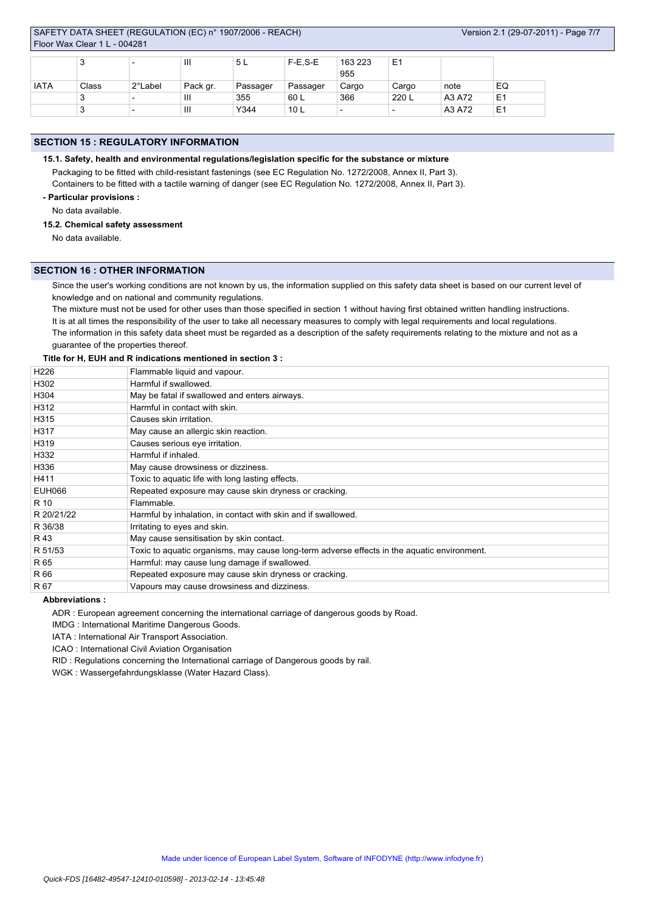| | | | | | | | | | |
|---|---|---|---|---|---|---|---|---|---|
| | 3 | - | III | 5 L | F-E,S-E | 163 223 955 | E1 | | |
| IATA | Class | 2°Label | Pack gr. | Passager | Passager | Cargo | Cargo | note | EQ |
| | 3 | - | III | 355 | 60 L | 366 | 220 L | A3 A72 | E1 |
| | 3 | - | III | Y344 | 10 L | - | - | A3 A72 | E1 |

## SECTION 15 : REGULATORY INFORMATION

**15.1. Safety, health and environmental regulations/legislation specific for the substance or mixture**

Packaging to be fitted with child-resistant fastenings (see EC Regulation No. 1272/2008, Annex II, Part 3).
Containers to be fitted with a tactile warning of danger (see EC Regulation No. 1272/2008, Annex II, Part 3).

**- Particular provisions :**

No data available.

**15.2. Chemical safety assessment**

No data available.

## SECTION 16 : OTHER INFORMATION

Since the user's working conditions are not known by us, the information supplied on this safety data sheet is based on our current level of knowledge and on national and community regulations.
The mixture must not be used for other uses than those specified in section 1 without having first obtained written handling instructions.
It is at all times the responsibility of the user to take all necessary measures to comply with legal requirements and local regulations.
The information in this safety data sheet must be regarded as a description of the safety requirements relating to the mixture and not as a guarantee of the properties thereof.

**Title for H, EUH and R indications mentioned in section 3 :**

| | |
|---|---|
| H226 | Flammable liquid and vapour. |
| H302 | Harmful if swallowed. |
| H304 | May be fatal if swallowed and enters airways. |
| H312 | Harmful in contact with skin. |
| H315 | Causes skin irritation. |
| H317 | May cause an allergic skin reaction. |
| H319 | Causes serious eye irritation. |
| H332 | Harmful if inhaled. |
| H336 | May cause drowsiness or dizziness. |
| H411 | Toxic to aquatic life with long lasting effects. |
| EUH066 | Repeated exposure may cause skin dryness or cracking. |
| R 10 | Flammable. |
| R 20/21/22 | Harmful by inhalation, in contact with skin and if swallowed. |
| R 36/38 | Irritating to eyes and skin. |
| R 43 | May cause sensitisation by skin contact. |
| R 51/53 | Toxic to aquatic organisms, may cause long-term adverse effects in the aquatic environment. |
| R 65 | Harmful: may cause lung damage if swallowed. |
| R 66 | Repeated exposure may cause skin dryness or cracking. |
| R 67 | Vapours may cause drowsiness and dizziness. |

**Abbreviations :**

ADR : European agreement concerning the international carriage of dangerous goods by Road.

IMDG : International Maritime Dangerous Goods.

IATA : International Air Transport Association.

ICAO : International Civil Aviation Organisation

RID : Regulations concerning the International carriage of Dangerous goods by rail.

WGK : Wassergefahrdungsklasse (Water Hazard Class).

Made under licence of European Label System, Software of INFODYNE (http://www.infodyne.fr)

*Quick-FDS [16482-49547-12410-010598] - 2013-02-14 - 13:45:48*